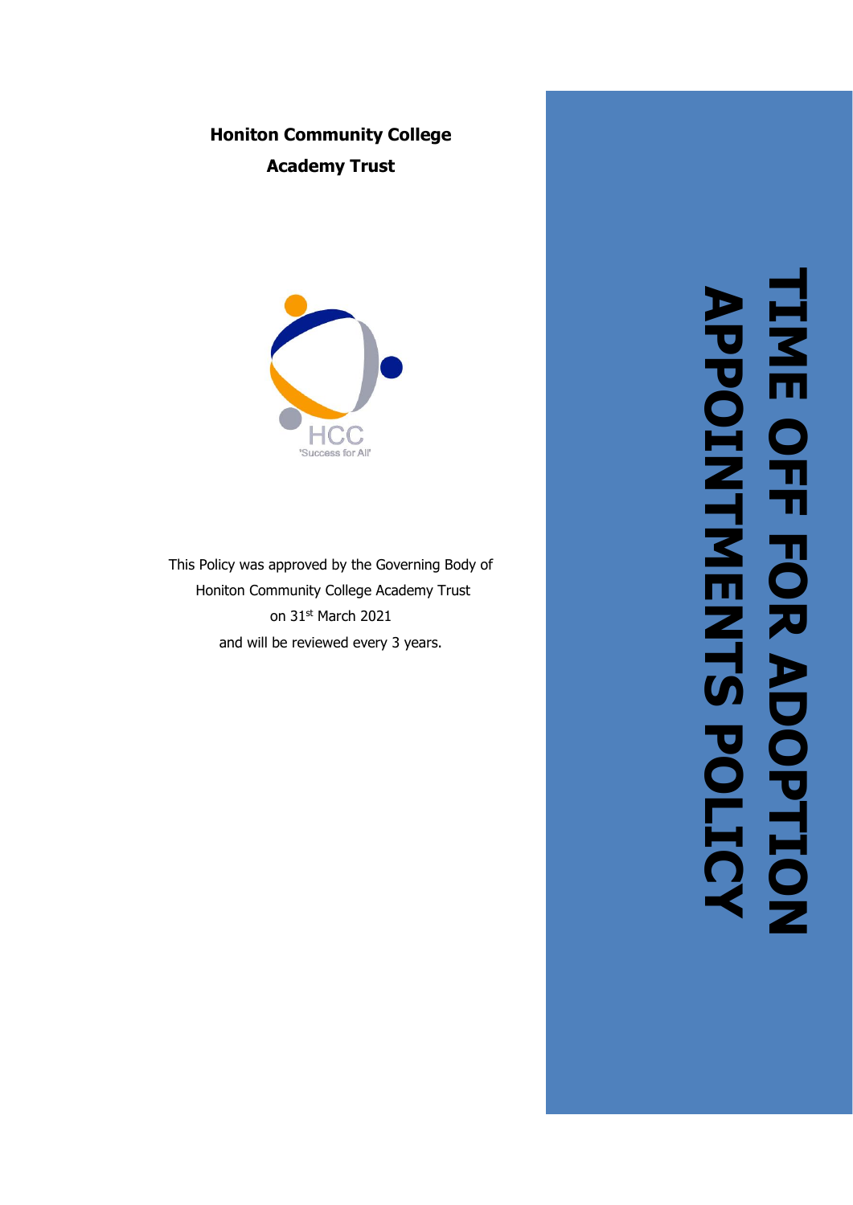**Honiton Community College**

**Academy Trust**

HCC

'Success for All'

This Policy was approved by the Governing Body of Honiton Community College Academy Trust on 31st March 2021 and will be reviewed every 3 years.

# TIME OFF FOR ADOPTION APPOINTMENTS POLICY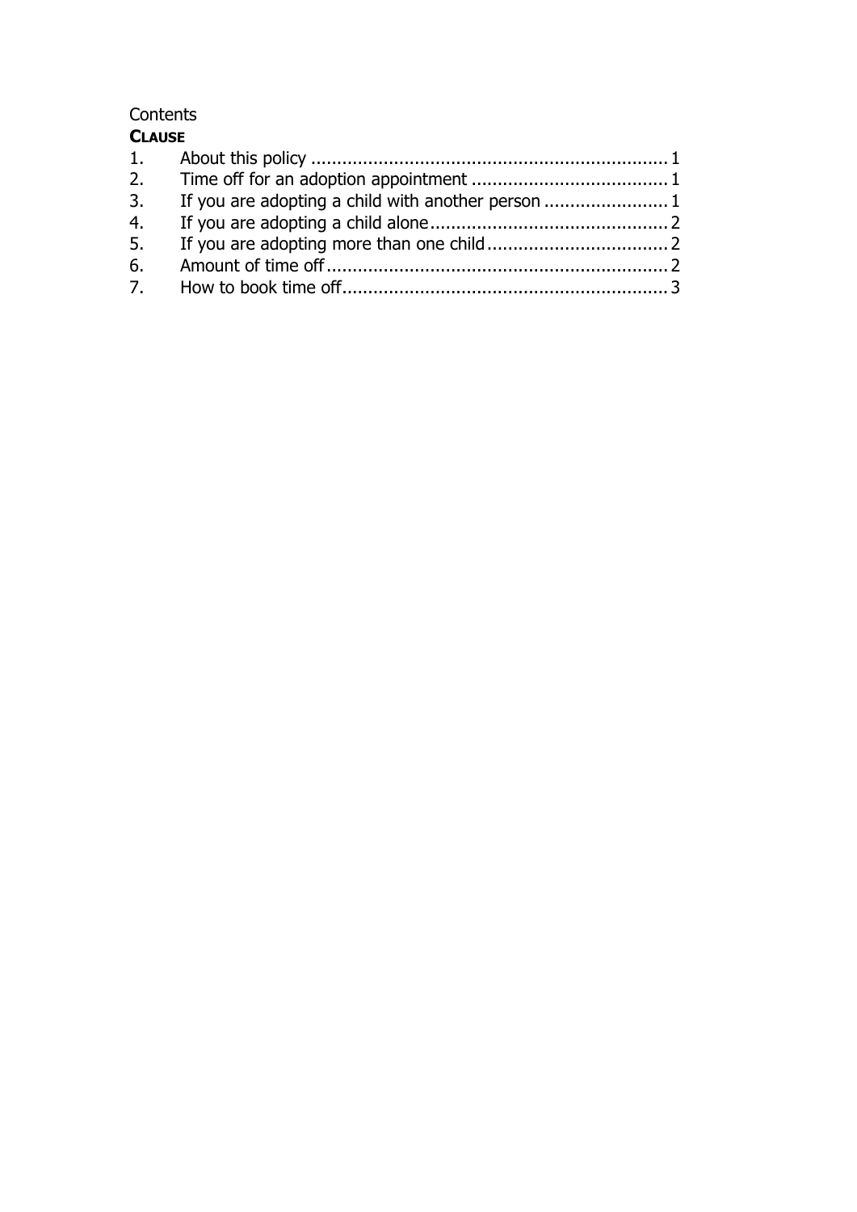Contents

**CLAUSE**

1. About this policy ..................................................................... 1
2. Time off for an adoption appointment ...................................... 1
3. If you are adopting a child with another person ........................ 1
4. If you are adopting a child alone.............................................. 2
5. If you are adopting more than one child................................... 2
6. Amount of time off.................................................................. 2
7. How to book time off............................................................... 3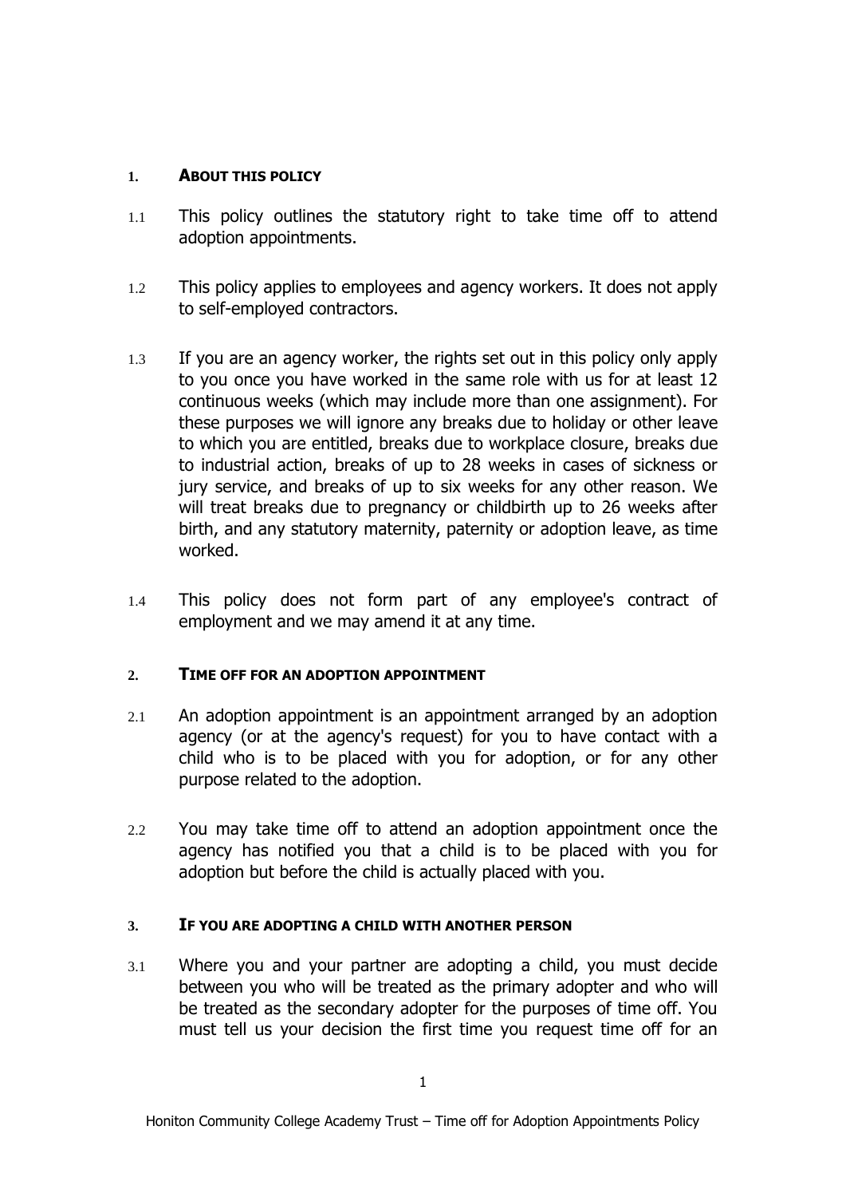## 1. ABOUT THIS POLICY

1.1 This policy outlines the statutory right to take time off to attend adoption appointments.

1.2 This policy applies to employees and agency workers. It does not apply to self-employed contractors.

1.3 If you are an agency worker, the rights set out in this policy only apply to you once you have worked in the same role with us for at least 12 continuous weeks (which may include more than one assignment). For these purposes we will ignore any breaks due to holiday or other leave to which you are entitled, breaks due to workplace closure, breaks due to industrial action, breaks of up to 28 weeks in cases of sickness or jury service, and breaks of up to six weeks for any other reason. We will treat breaks due to pregnancy or childbirth up to 26 weeks after birth, and any statutory maternity, paternity or adoption leave, as time worked.

1.4 This policy does not form part of any employee's contract of employment and we may amend it at any time.

## 2. TIME OFF FOR AN ADOPTION APPOINTMENT

2.1 An adoption appointment is an appointment arranged by an adoption agency (or at the agency's request) for you to have contact with a child who is to be placed with you for adoption, or for any other purpose related to the adoption.

2.2 You may take time off to attend an adoption appointment once the agency has notified you that a child is to be placed with you for adoption but before the child is actually placed with you.

## 3. IF YOU ARE ADOPTING A CHILD WITH ANOTHER PERSON

3.1 Where you and your partner are adopting a child, you must decide between you who will be treated as the primary adopter and who will be treated as the secondary adopter for the purposes of time off. You must tell us your decision the first time you request time off for an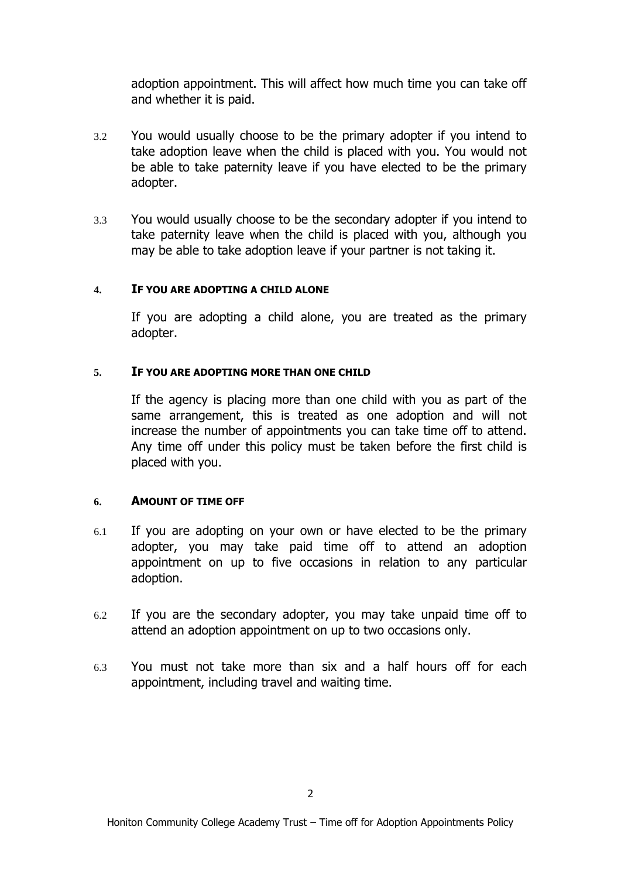adoption appointment. This will affect how much time you can take off and whether it is paid.

3.2 You would usually choose to be the primary adopter if you intend to take adoption leave when the child is placed with you. You would not be able to take paternity leave if you have elected to be the primary adopter.

3.3 You would usually choose to be the secondary adopter if you intend to take paternity leave when the child is placed with you, although you may be able to take adoption leave if your partner is not taking it.

## 4. IF YOU ARE ADOPTING A CHILD ALONE

If you are adopting a child alone, you are treated as the primary adopter.

## 5. IF YOU ARE ADOPTING MORE THAN ONE CHILD

If the agency is placing more than one child with you as part of the same arrangement, this is treated as one adoption and will not increase the number of appointments you can take time off to attend. Any time off under this policy must be taken before the first child is placed with you.

## 6. AMOUNT OF TIME OFF

6.1 If you are adopting on your own or have elected to be the primary adopter, you may take paid time off to attend an adoption appointment on up to five occasions in relation to any particular adoption.

6.2 If you are the secondary adopter, you may take unpaid time off to attend an adoption appointment on up to two occasions only.

6.3 You must not take more than six and a half hours off for each appointment, including travel and waiting time.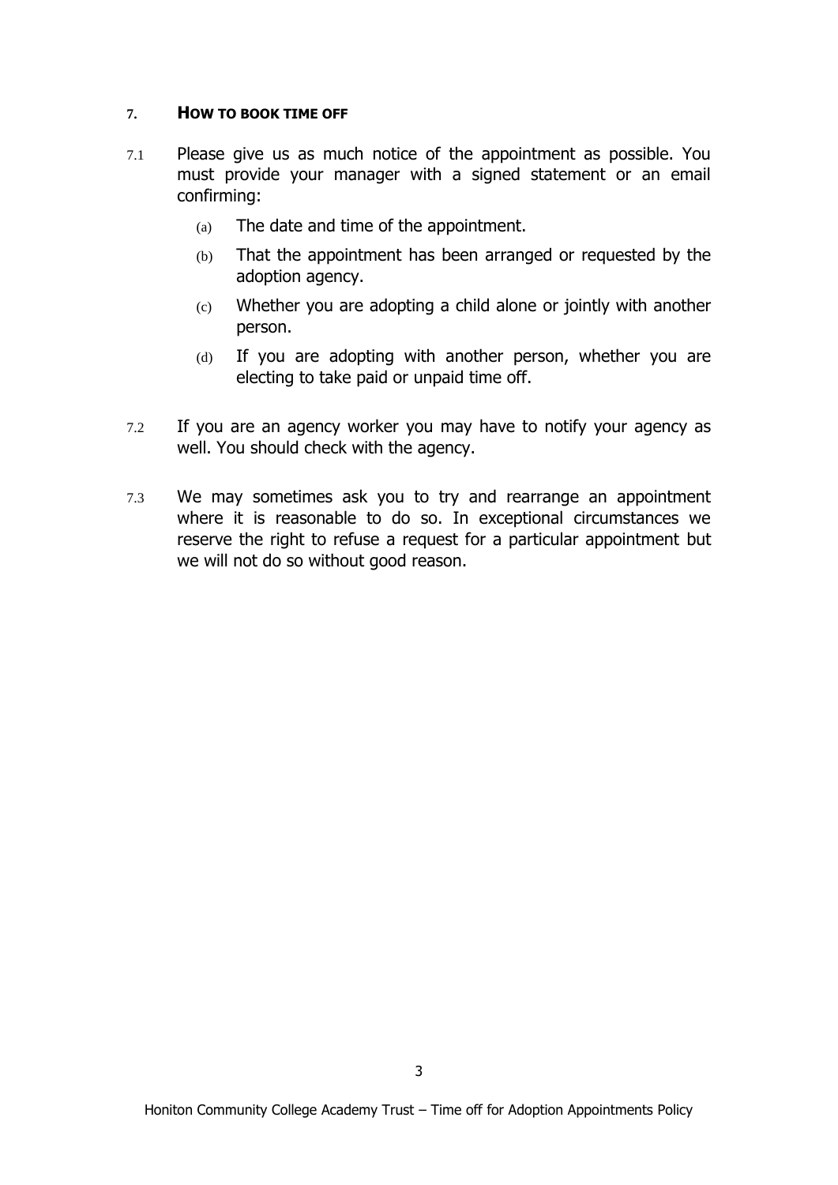## 7. HOW TO BOOK TIME OFF

7.1 Please give us as much notice of the appointment as possible. You must provide your manager with a signed statement or an email confirming:

(a) The date and time of the appointment.

(b) That the appointment has been arranged or requested by the adoption agency.

(c) Whether you are adopting a child alone or jointly with another person.

(d) If you are adopting with another person, whether you are electing to take paid or unpaid time off.

7.2 If you are an agency worker you may have to notify your agency as well. You should check with the agency.

7.3 We may sometimes ask you to try and rearrange an appointment where it is reasonable to do so. In exceptional circumstances we reserve the right to refuse a request for a particular appointment but we will not do so without good reason.